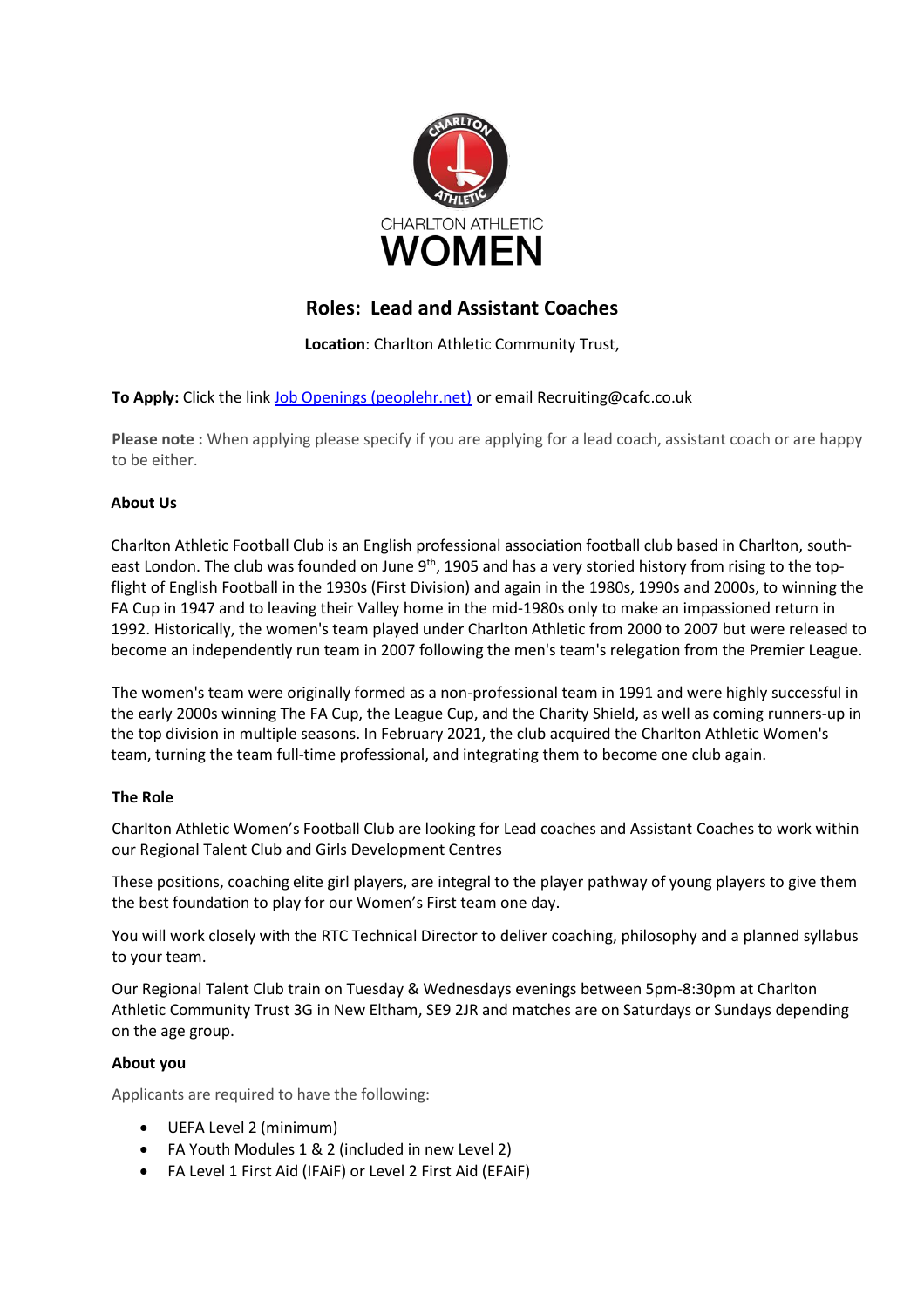CHARLTON ATHLETIC WOMEN

# Roles: Lead and Assistant Coaches

**Location**: Charlton Athletic Community Trust,

**To Apply:** Click the link [Job Openings (peoplehr.net)]() or email Recruiting@cafc.co.uk

**Please note :** When applying please specify if you are applying for a lead coach, assistant coach or are happy to be either.

**About Us**

Charlton Athletic Football Club is an English professional association football club based in Charlton, south-east London. The club was founded on June 9th, 1905 and has a very storied history from rising to the top-flight of English Football in the 1930s (First Division) and again in the 1980s, 1990s and 2000s, to winning the FA Cup in 1947 and to leaving their Valley home in the mid-1980s only to make an impassioned return in 1992. Historically, the women's team played under Charlton Athletic from 2000 to 2007 but were released to become an independently run team in 2007 following the men's team's relegation from the Premier League.

The women's team were originally formed as a non-professional team in 1991 and were highly successful in the early 2000s winning The FA Cup, the League Cup, and the Charity Shield, as well as coming runners-up in the top division in multiple seasons. In February 2021, the club acquired the Charlton Athletic Women's team, turning the team full-time professional, and integrating them to become one club again.

**The Role**

Charlton Athletic Women's Football Club are looking for Lead coaches and Assistant Coaches to work within our Regional Talent Club and Girls Development Centres

These positions, coaching elite girl players, are integral to the player pathway of young players to give them the best foundation to play for our Women's First team one day.

You will work closely with the RTC Technical Director to deliver coaching, philosophy and a planned syllabus to your team.

Our Regional Talent Club train on Tuesday & Wednesdays evenings between 5pm-8:30pm at Charlton Athletic Community Trust 3G in New Eltham, SE9 2JR and matches are on Saturdays or Sundays depending on the age group.

**About you**

Applicants are required to have the following:

- UEFA Level 2 (minimum)
- FA Youth Modules 1 & 2 (included in new Level 2)
- FA Level 1 First Aid (IFAiF) or Level 2 First Aid (EFAiF)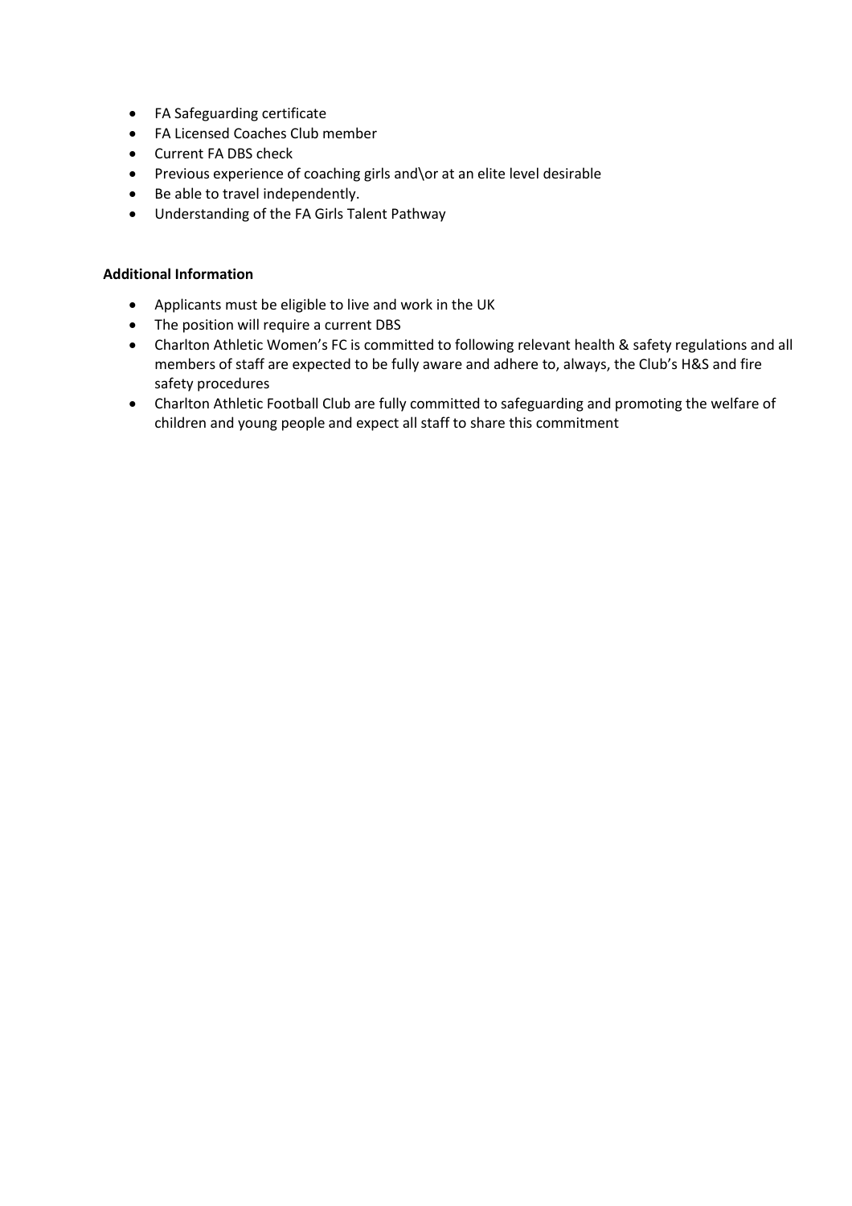- FA Safeguarding certificate
- FA Licensed Coaches Club member
- Current FA DBS check
- Previous experience of coaching girls and\or at an elite level desirable
- Be able to travel independently.
- Understanding of the FA Girls Talent Pathway

**Additional Information**

- Applicants must be eligible to live and work in the UK
- The position will require a current DBS
- Charlton Athletic Women's FC is committed to following relevant health & safety regulations and all members of staff are expected to be fully aware and adhere to, always, the Club's H&S and fire safety procedures
- Charlton Athletic Football Club are fully committed to safeguarding and promoting the welfare of children and young people and expect all staff to share this commitment